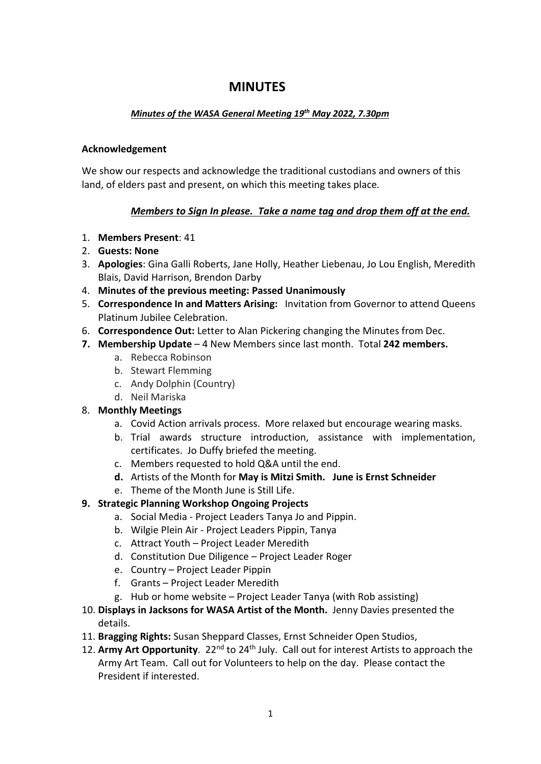# MINUTES

***Minutes of the WASA General Meeting 19th May 2022, 7.30pm***

**Acknowledgement**

We show our respects and acknowledge the traditional custodians and owners of this land, of elders past and present, on which this meeting takes place.

***Members to Sign In please. Take a name tag and drop them off at the end.***

1. **Members Present**: 41
2. **Guests: None**
3. **Apologies**: Gina Galli Roberts, Jane Holly, Heather Liebenau, Jo Lou English, Meredith Blais, David Harrison, Brendon Darby
4. **Minutes of the previous meeting: Passed Unanimously**
5. **Correspondence In and Matters Arising:** Invitation from Governor to attend Queens Platinum Jubilee Celebration.
6. **Correspondence Out:** Letter to Alan Pickering changing the Minutes from Dec.
7. **Membership Update** – 4 New Members since last month. Total **242 members.**
   a. Rebecca Robinson
   b. Stewart Flemming
   c. Andy Dolphin (Country)
   d. Neil Mariska
8. **Monthly Meetings**
   a. Covid Action arrivals process. More relaxed but encourage wearing masks.
   b. Trial awards structure introduction, assistance with implementation, certificates. Jo Duffy briefed the meeting.
   c. Members requested to hold Q&A until the end.
   d. Artists of the Month for **May is Mitzi Smith. June is Ernst Schneider**
   e. Theme of the Month June is Still Life.
9. **Strategic Planning Workshop Ongoing Projects**
   a. Social Media - Project Leaders Tanya Jo and Pippin.
   b. Wilgie Plein Air - Project Leaders Pippin, Tanya
   c. Attract Youth – Project Leader Meredith
   d. Constitution Due Diligence – Project Leader Roger
   e. Country – Project Leader Pippin
   f. Grants – Project Leader Meredith
   g. Hub or home website – Project Leader Tanya (with Rob assisting)
10. **Displays in Jacksons for WASA Artist of the Month.** Jenny Davies presented the details.
11. **Bragging Rights:** Susan Sheppard Classes, Ernst Schneider Open Studios,
12. **Army Art Opportunity**. 22nd to 24th July. Call out for interest Artists to approach the Army Art Team. Call out for Volunteers to help on the day. Please contact the President if interested.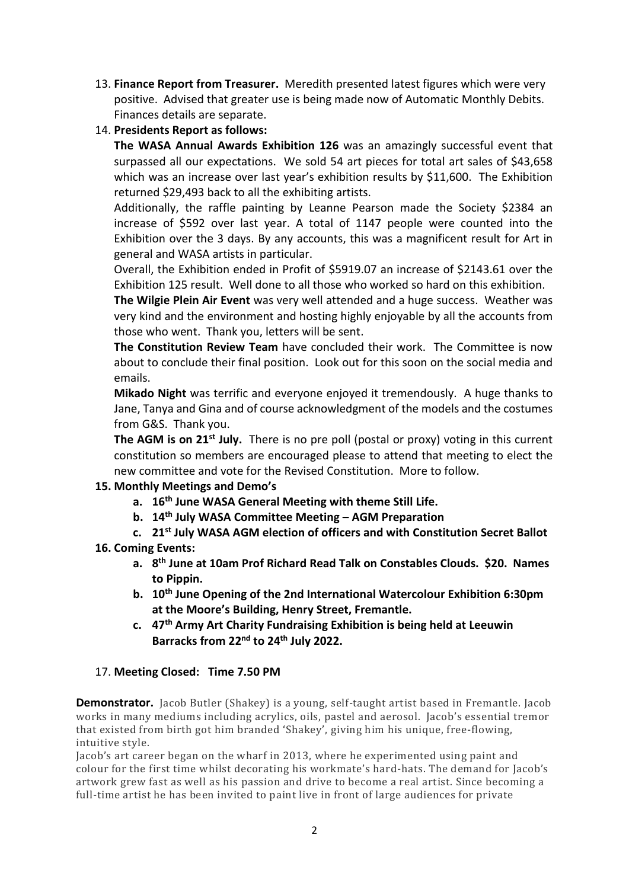13. **Finance Report from Treasurer.** Meredith presented latest figures which were very positive. Advised that greater use is being made now of Automatic Monthly Debits. Finances details are separate.
14. **Presidents Report as follows:**

    **The WASA Annual Awards Exhibition 126** was an amazingly successful event that surpassed all our expectations. We sold 54 art pieces for total art sales of $43,658 which was an increase over last year's exhibition results by $11,600. The Exhibition returned $29,493 back to all the exhibiting artists.

    Additionally, the raffle painting by Leanne Pearson made the Society $2384 an increase of $592 over last year. A total of 1147 people were counted into the Exhibition over the 3 days. By any accounts, this was a magnificent result for Art in general and WASA artists in particular.

    Overall, the Exhibition ended in Profit of $5919.07 an increase of $2143.61 over the Exhibition 125 result. Well done to all those who worked so hard on this exhibition.

    **The Wilgie Plein Air Event** was very well attended and a huge success. Weather was very kind and the environment and hosting highly enjoyable by all the accounts from those who went. Thank you, letters will be sent.

    **The Constitution Review Team** have concluded their work. The Committee is now about to conclude their final position. Look out for this soon on the social media and emails.

    **Mikado Night** was terrific and everyone enjoyed it tremendously. A huge thanks to Jane, Tanya and Gina and of course acknowledgment of the models and the costumes from G&S. Thank you.

    **The AGM is on 21st July.** There is no pre poll (postal or proxy) voting in this current constitution so members are encouraged please to attend that meeting to elect the new committee and vote for the Revised Constitution. More to follow.

15. **Monthly Meetings and Demo's**
    a. **16th June WASA General Meeting with theme Still Life.**
    b. **14th July WASA Committee Meeting – AGM Preparation**
    c. **21st July WASA AGM election of officers and with Constitution Secret Ballot**
16. **Coming Events:**
    a. **8th June at 10am Prof Richard Read Talk on Constables Clouds. $20. Names to Pippin.**
    b. **10th June Opening of the 2nd International Watercolour Exhibition 6:30pm at the Moore's Building, Henry Street, Fremantle.**
    c. **47th Army Art Charity Fundraising Exhibition is being held at Leeuwin Barracks from 22nd to 24th July 2022.**

17. **Meeting Closed: Time 7.50 PM**

**Demonstrator.** Jacob Butler (Shakey) is a young, self-taught artist based in Fremantle. Jacob works in many mediums including acrylics, oils, pastel and aerosol. Jacob's essential tremor that existed from birth got him branded 'Shakey', giving him his unique, free-flowing, intuitive style.

Jacob's art career began on the wharf in 2013, where he experimented using paint and colour for the first time whilst decorating his workmate's hard-hats. The demand for Jacob's artwork grew fast as well as his passion and drive to become a real artist. Since becoming a full-time artist he has been invited to paint live in front of large audiences for private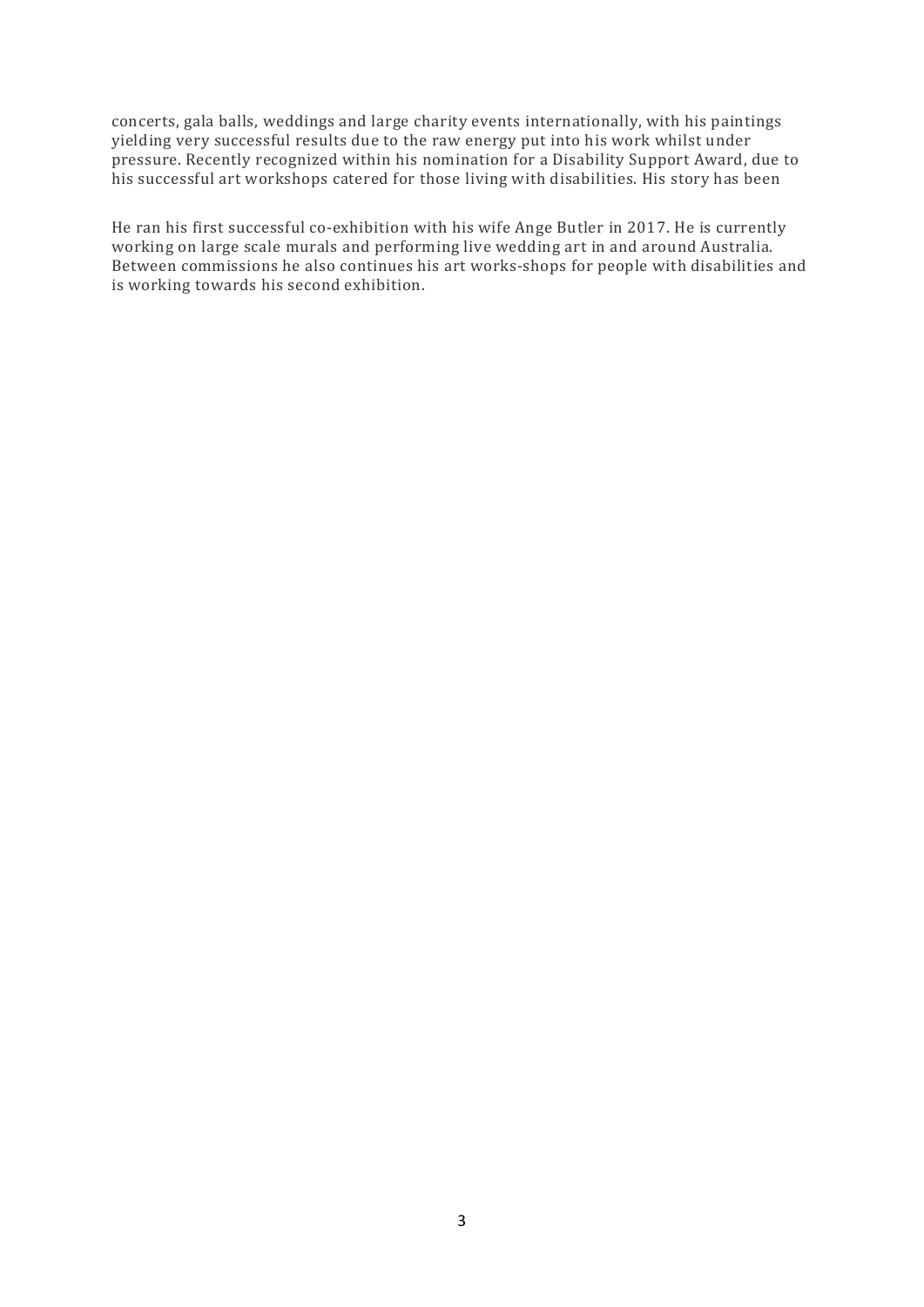concerts, gala balls, weddings and large charity events internationally, with his paintings yielding very successful results due to the raw energy put into his work whilst under pressure. Recently recognized within his nomination for a Disability Support Award, due to his successful art workshops catered for those living with disabilities. His story has been

He ran his first successful co-exhibition with his wife Ange Butler in 2017. He is currently working on large scale murals and performing live wedding art in and around Australia. Between commissions he also continues his art works-shops for people with disabilities and is working towards his second exhibition.